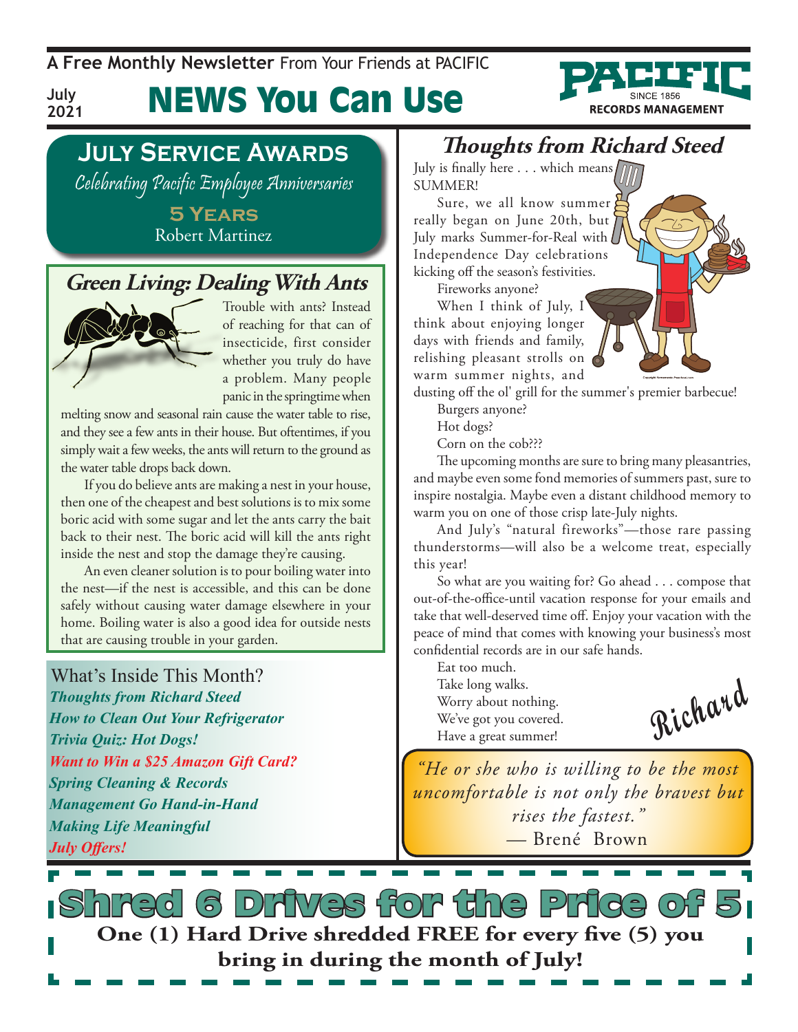A **Free Monthly Newsletter** From Your Friends at PACIFIC

July 2021

# NEWS You Can Use

PACIFIC SINCE 1856 RECORDS MANAGEMENT

## July Service Awards

*Celebrating Pacific Employee Anniversaries*

**5 Years**

Robert Martinez

## Green Living: Dealing With Ants

Trouble with ants? Instead of reaching for that can of insecticide, first consider whether you truly do have a problem. Many people panic in the springtime when melting snow and seasonal rain cause the water table to rise, and they see a few ants in their house. But oftentimes, if you simply wait a few weeks, the ants will return to the ground as the water table drops back down.

If you do believe ants are making a nest in your house, then one of the cheapest and best solutions is to mix some boric acid with some sugar and let the ants carry the bait back to their nest. The boric acid will kill the ants right inside the nest and stop the damage they're causing.

An even cleaner solution is to pour boiling water into the nest—if the nest is accessible, and this can be done safely without causing water damage elsewhere in your home. Boiling water is also a good idea for outside nests that are causing trouble in your garden.

### What's Inside This Month?

- *Thoughts from Richard Steed*
- *How to Clean Out Your Refrigerator*
- *Trivia Quiz: Hot Dogs!*
- *Want to Win a $25 Amazon Gift Card?*
- *Spring Cleaning & Records Management Go Hand-in-Hand*
- *Making Life Meaningful*
- *July Offers!*

## Thoughts from Richard Steed

July is finally here . . . which means SUMMER!

Sure, we all know summer really began on June 20th, but July marks Summer-for-Real with Independence Day celebrations kicking off the season's festivities.

Fireworks anyone?

When I think of July, I think about enjoying longer days with friends and family, relishing pleasant strolls on warm summer nights, and dusting off the ol' grill for the summer's premier barbecue!

Burgers anyone?

Hot dogs?

Corn on the cob???

The upcoming months are sure to bring many pleasantries, and maybe even some fond memories of summers past, sure to inspire nostalgia. Maybe even a distant childhood memory to warm you on one of those crisp late-July nights.

And July's "natural fireworks"—those rare passing thunderstorms—will also be a welcome treat, especially this year!

So what are you waiting for? Go ahead . . . compose that out-of-the-office-until vacation response for your emails and take that well-deserved time off. Enjoy your vacation with the peace of mind that comes with knowing your business's most confidential records are in our safe hands.

Eat too much.
Take long walks.
Worry about nothing.
We've got you covered.
Have a great summer!

*Richard*

> *"He or she who is willing to be the most uncomfortable is not only the bravest but rises the fastest."*
> — Brené Brown

## Shred 6 Drives for the Price of 5

**One (1) Hard Drive shredded FREE for every five (5) you bring in during the month of July!**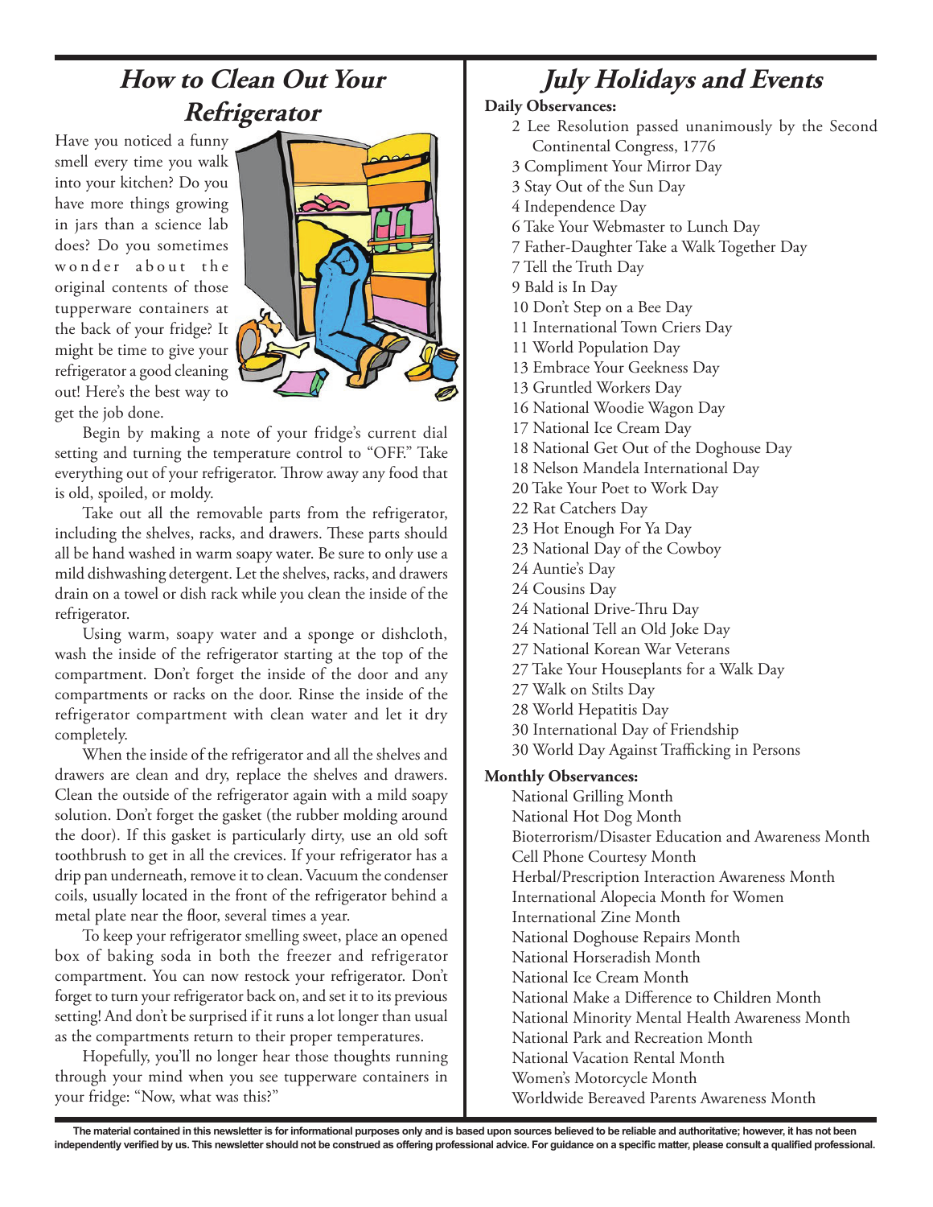## How to Clean Out Your Refrigerator

Have you noticed a funny smell every time you walk into your kitchen? Do you have more things growing in jars than a science lab does? Do you sometimes wonder about the original contents of those tupperware containers at the back of your fridge? It might be time to give your refrigerator a good cleaning out! Here's the best way to get the job done.

Begin by making a note of your fridge's current dial setting and turning the temperature control to "OFF." Take everything out of your refrigerator. Throw away any food that is old, spoiled, or moldy.

Take out all the removable parts from the refrigerator, including the shelves, racks, and drawers. These parts should all be hand washed in warm soapy water. Be sure to only use a mild dishwashing detergent. Let the shelves, racks, and drawers drain on a towel or dish rack while you clean the inside of the refrigerator.

Using warm, soapy water and a sponge or dishcloth, wash the inside of the refrigerator starting at the top of the compartment. Don't forget the inside of the door and any compartments or racks on the door. Rinse the inside of the refrigerator compartment with clean water and let it dry completely.

When the inside of the refrigerator and all the shelves and drawers are clean and dry, replace the shelves and drawers. Clean the outside of the refrigerator again with a mild soapy solution. Don't forget the gasket (the rubber molding around the door). If this gasket is particularly dirty, use an old soft toothbrush to get in all the crevices. If your refrigerator has a drip pan underneath, remove it to clean. Vacuum the condenser coils, usually located in the front of the refrigerator behind a metal plate near the floor, several times a year.

To keep your refrigerator smelling sweet, place an opened box of baking soda in both the freezer and refrigerator compartment. You can now restock your refrigerator. Don't forget to turn your refrigerator back on, and set it to its previous setting! And don't be surprised if it runs a lot longer than usual as the compartments return to their proper temperatures.

Hopefully, you'll no longer hear those thoughts running through your mind when you see tupperware containers in your fridge: "Now, what was this?"

## July Holidays and Events

**Daily Observances:**

- 2 Lee Resolution passed unanimously by the Second Continental Congress, 1776
- 3 Compliment Your Mirror Day
- 3 Stay Out of the Sun Day
- 4 Independence Day
- 6 Take Your Webmaster to Lunch Day
- 7 Father-Daughter Take a Walk Together Day
- 7 Tell the Truth Day
- 9 Bald is In Day
- 10 Don't Step on a Bee Day
- 11 International Town Criers Day
- 11 World Population Day
- 13 Embrace Your Geekness Day
- 13 Gruntled Workers Day
- 16 National Woodie Wagon Day
- 17 National Ice Cream Day
- 18 National Get Out of the Doghouse Day
- 18 Nelson Mandela International Day
- 20 Take Your Poet to Work Day
- 22 Rat Catchers Day
- 23 Hot Enough For Ya Day
- 23 National Day of the Cowboy
- 24 Auntie's Day
- 24 Cousins Day
- 24 National Drive-Thru Day
- 24 National Tell an Old Joke Day
- 27 National Korean War Veterans
- 27 Take Your Houseplants for a Walk Day
- 27 Walk on Stilts Day
- 28 World Hepatitis Day
- 30 International Day of Friendship
- 30 World Day Against Trafficking in Persons

**Monthly Observances:**

- National Grilling Month
- National Hot Dog Month
- Bioterrorism/Disaster Education and Awareness Month
- Cell Phone Courtesy Month
- Herbal/Prescription Interaction Awareness Month
- International Alopecia Month for Women
- International Zine Month
- National Doghouse Repairs Month
- National Horseradish Month
- National Ice Cream Month
- National Make a Difference to Children Month
- National Minority Mental Health Awareness Month
- National Park and Recreation Month
- National Vacation Rental Month
- Women's Motorcycle Month
- Worldwide Bereaved Parents Awareness Month

**The material contained in this newsletter is for informational purposes only and is based upon sources believed to be reliable and authoritative; however, it has not been independently verified by us. This newsletter should not be construed as offering professional advice. For guidance on a specific matter, please consult a qualified professional.**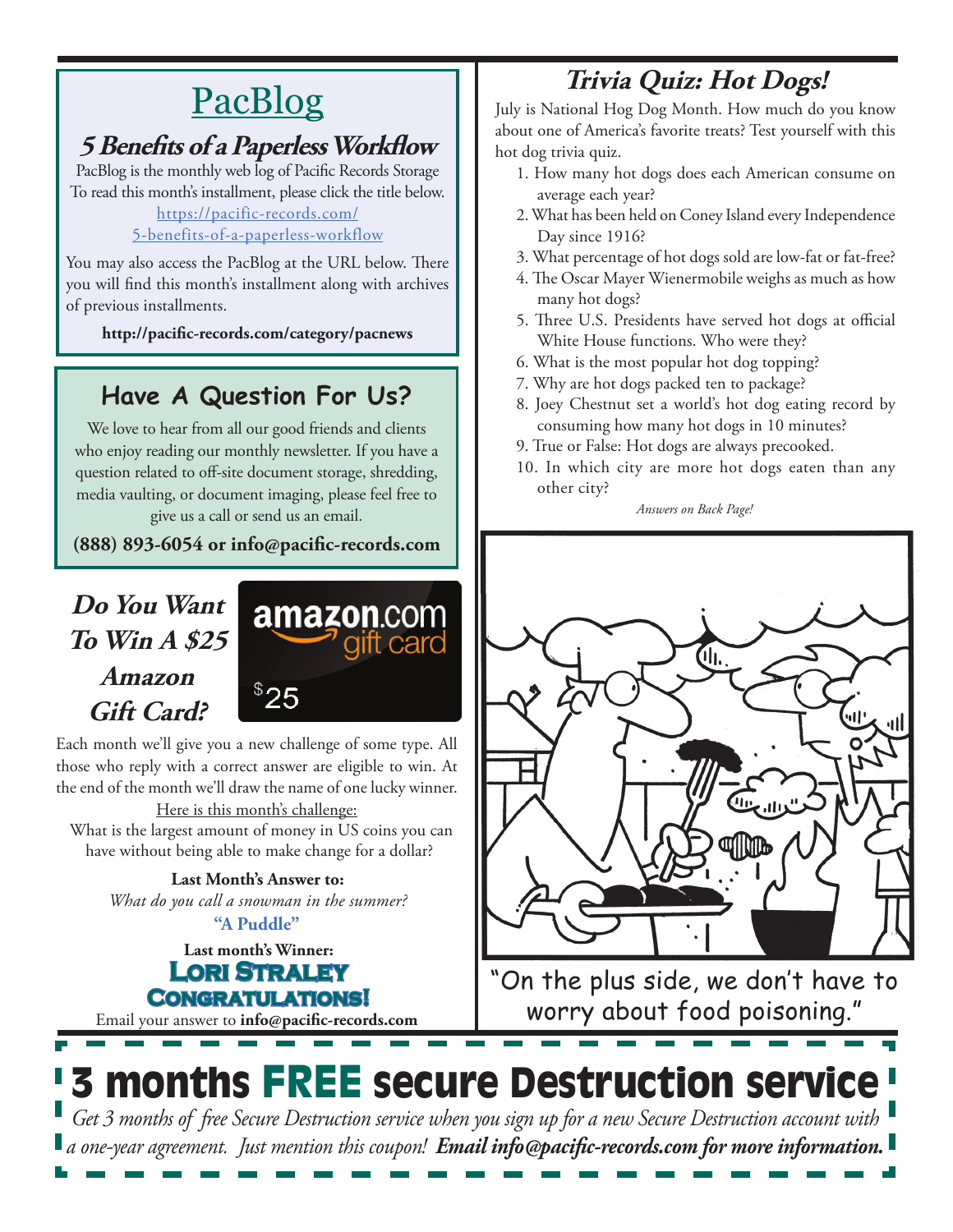# PacBlog

## 5 Benefits of a Paperless Workflow

PacBlog is the monthly web log of Pacific Records Storage To read this month's installment, please click the title below.

https://pacific-records.com/5-benefits-of-a-paperless-workflow

You may also access the PacBlog at the URL below. There you will find this month's installment along with archives of previous installments.

**http://pacific-records.com/category/pacnews**

## Have A Question For Us?

We love to hear from all our good friends and clients who enjoy reading our monthly newsletter. If you have a question related to off-site document storage, shredding, media vaulting, or document imaging, please feel free to give us a call or send us an email.

**(888) 893-6054 or info@pacific-records.com**

## *Do You Want To Win A $25 Amazon Gift Card?*

amazon.com gift card $25

Each month we'll give you a new challenge of some type. All those who reply with a correct answer are eligible to win. At the end of the month we'll draw the name of one lucky winner.

Here is this month's challenge:

What is the largest amount of money in US coins you can have without being able to make change for a dollar?

**Last Month's Answer to:**

*What do you call a snowman in the summer?*

**"A Puddle"**

**Last month's Winner:**

**Lori Straley**

**Congratulations!**

Email your answer to **info@pacific-records.com**

## *Trivia Quiz: Hot Dogs!*

July is National Hog Dog Month. How much do you know about one of America's favorite treats? Test yourself with this hot dog trivia quiz.

1. How many hot dogs does each American consume on average each year?
2. What has been held on Coney Island every Independence Day since 1916?
3. What percentage of hot dogs sold are low-fat or fat-free?
4. The Oscar Mayer Wienermobile weighs as much as how many hot dogs?
5. Three U.S. Presidents have served hot dogs at official White House functions. Who were they?
6. What is the most popular hot dog topping?
7. Why are hot dogs packed ten to package?
8. Joey Chestnut set a world's hot dog eating record by consuming how many hot dogs in 10 minutes?
9. True or False: Hot dogs are always precooked.
10. In which city are more hot dogs eaten than any other city?

*Answers on Back Page!*

"On the plus side, we don't have to worry about food poisoning."

# 3 months FREE secure Destruction service

*Get 3 months of free Secure Destruction service when you sign up for a new Secure Destruction account with a one-year agreement. Just mention this coupon!* ***Email info@pacific-records.com for more information.***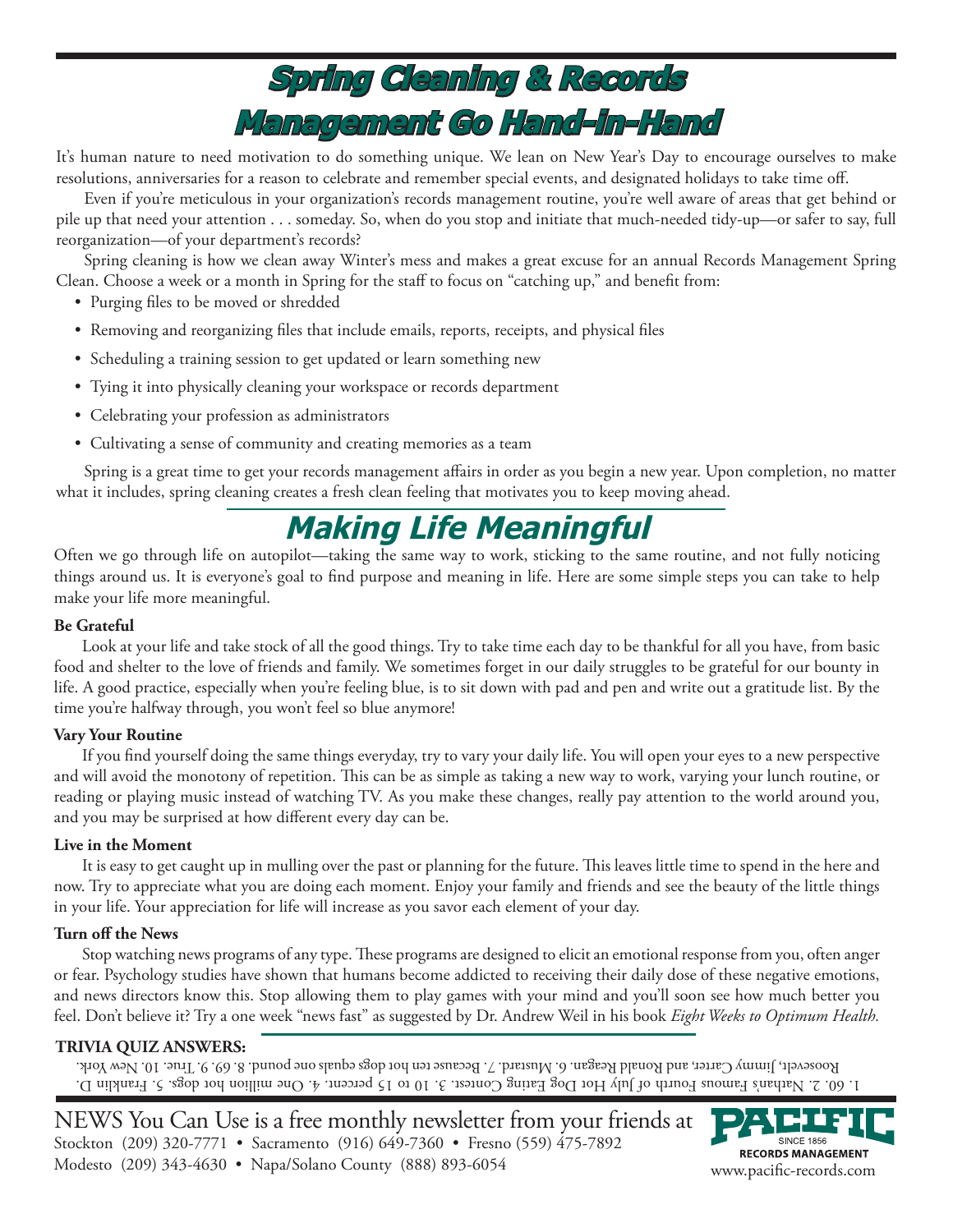# Spring Cleaning & Records Management Go Hand-in-Hand

It's human nature to need motivation to do something unique. We lean on New Year's Day to encourage ourselves to make resolutions, anniversaries for a reason to celebrate and remember special events, and designated holidays to take time off.

Even if you're meticulous in your organization's records management routine, you're well aware of areas that get behind or pile up that need your attention . . . someday. So, when do you stop and initiate that much-needed tidy-up—or safer to say, full reorganization—of your department's records?

Spring cleaning is how we clean away Winter's mess and makes a great excuse for an annual Records Management Spring Clean. Choose a week or a month in Spring for the staff to focus on "catching up," and benefit from:

- Purging files to be moved or shredded
- Removing and reorganizing files that include emails, reports, receipts, and physical files
- Scheduling a training session to get updated or learn something new
- Tying it into physically cleaning your workspace or records department
- Celebrating your profession as administrators
- Cultivating a sense of community and creating memories as a team

Spring is a great time to get your records management affairs in order as you begin a new year. Upon completion, no matter what it includes, spring cleaning creates a fresh clean feeling that motivates you to keep moving ahead.

# Making Life Meaningful

Often we go through life on autopilot—taking the same way to work, sticking to the same routine, and not fully noticing things around us. It is everyone's goal to find purpose and meaning in life. Here are some simple steps you can take to help make your life more meaningful.

**Be Grateful**

Look at your life and take stock of all the good things. Try to take time each day to be thankful for all you have, from basic food and shelter to the love of friends and family. We sometimes forget in our daily struggles to be grateful for our bounty in life. A good practice, especially when you're feeling blue, is to sit down with pad and pen and write out a gratitude list. By the time you're halfway through, you won't feel so blue anymore!

**Vary Your Routine**

If you find yourself doing the same things everyday, try to vary your daily life. You will open your eyes to a new perspective and will avoid the monotony of repetition. This can be as simple as taking a new way to work, varying your lunch routine, or reading or playing music instead of watching TV. As you make these changes, really pay attention to the world around you, and you may be surprised at how different every day can be.

**Live in the Moment**

It is easy to get caught up in mulling over the past or planning for the future. This leaves little time to spend in the here and now. Try to appreciate what you are doing each moment. Enjoy your family and friends and see the beauty of the little things in your life. Your appreciation for life will increase as you savor each element of your day.

**Turn off the News**

Stop watching news programs of any type. These programs are designed to elicit an emotional response from you, often anger or fear. Psychology studies have shown that humans become addicted to receiving their daily dose of these negative emotions, and news directors know this. Stop allowing them to play games with your mind and you'll soon see how much better you feel. Don't believe it? Try a one week "news fast" as suggested by Dr. Andrew Weil in his book *Eight Weeks to Optimum Health.*

**TRIVIA QUIZ ANSWERS:**

1. 60. 2. Nathan's Famous Fourth of July Hot Dog Eating Contest. 3. 10 to 15 percent. 4. One million hot dogs. 5. Franklin D. Roosevelt, Jimmy Carter, and Ronald Reagan. 6. Mustard. 7. Because ten hot dogs equals one pound. 8. 69. 9. True. 10. New York.

NEWS You Can Use is a free monthly newsletter from your friends at

Stockton (209) 320-7771 • Sacramento (916) 649-7360 • Fresno (559) 475-7892
Modesto (209) 343-4630 • Napa/Solano County (888) 893-6054

PACIFIC SINCE 1856 RECORDS MANAGEMENT
www.pacific-records.com